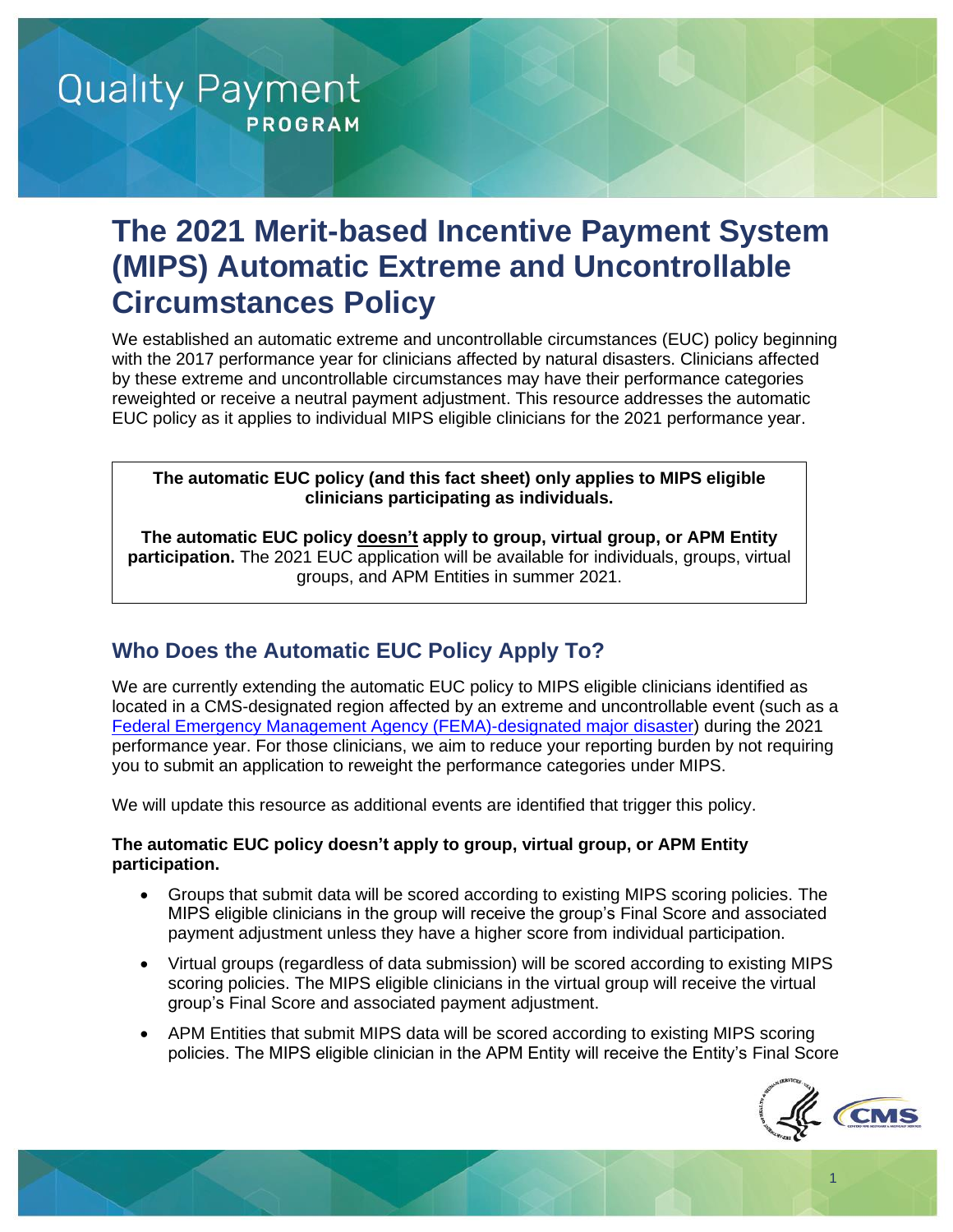# Quality Payment PROGRAM

# The 2021 Merit-based Incentive Payment System (MIPS) Automatic Extreme and Uncontrollable Circumstances Policy

We established an automatic extreme and uncontrollable circumstances (EUC) policy beginning with the 2017 performance year for clinicians affected by natural disasters. Clinicians affected by these extreme and uncontrollable circumstances may have their performance categories reweighted or receive a neutral payment adjustment. This resource addresses the automatic EUC policy as it applies to individual MIPS eligible clinicians for the 2021 performance year.

> **The automatic EUC policy (and this fact sheet) only applies to MIPS eligible clinicians participating as individuals.**
>
> **The automatic EUC policy doesn't apply to group, virtual group, or APM Entity participation.** The 2021 EUC application will be available for individuals, groups, virtual groups, and APM Entities in summer 2021.

## Who Does the Automatic EUC Policy Apply To?

We are currently extending the automatic EUC policy to MIPS eligible clinicians identified as located in a CMS-designated region affected by an extreme and uncontrollable event (such as a Federal Emergency Management Agency (FEMA)-designated major disaster) during the 2021 performance year. For those clinicians, we aim to reduce your reporting burden by not requiring you to submit an application to reweight the performance categories under MIPS.

We will update this resource as additional events are identified that trigger this policy.

**The automatic EUC policy doesn't apply to group, virtual group, or APM Entity participation.**

- Groups that submit data will be scored according to existing MIPS scoring policies. The MIPS eligible clinicians in the group will receive the group's Final Score and associated payment adjustment unless they have a higher score from individual participation.
- Virtual groups (regardless of data submission) will be scored according to existing MIPS scoring policies. The MIPS eligible clinicians in the virtual group will receive the virtual group's Final Score and associated payment adjustment.
- APM Entities that submit MIPS data will be scored according to existing MIPS scoring policies. The MIPS eligible clinician in the APM Entity will receive the Entity's Final Score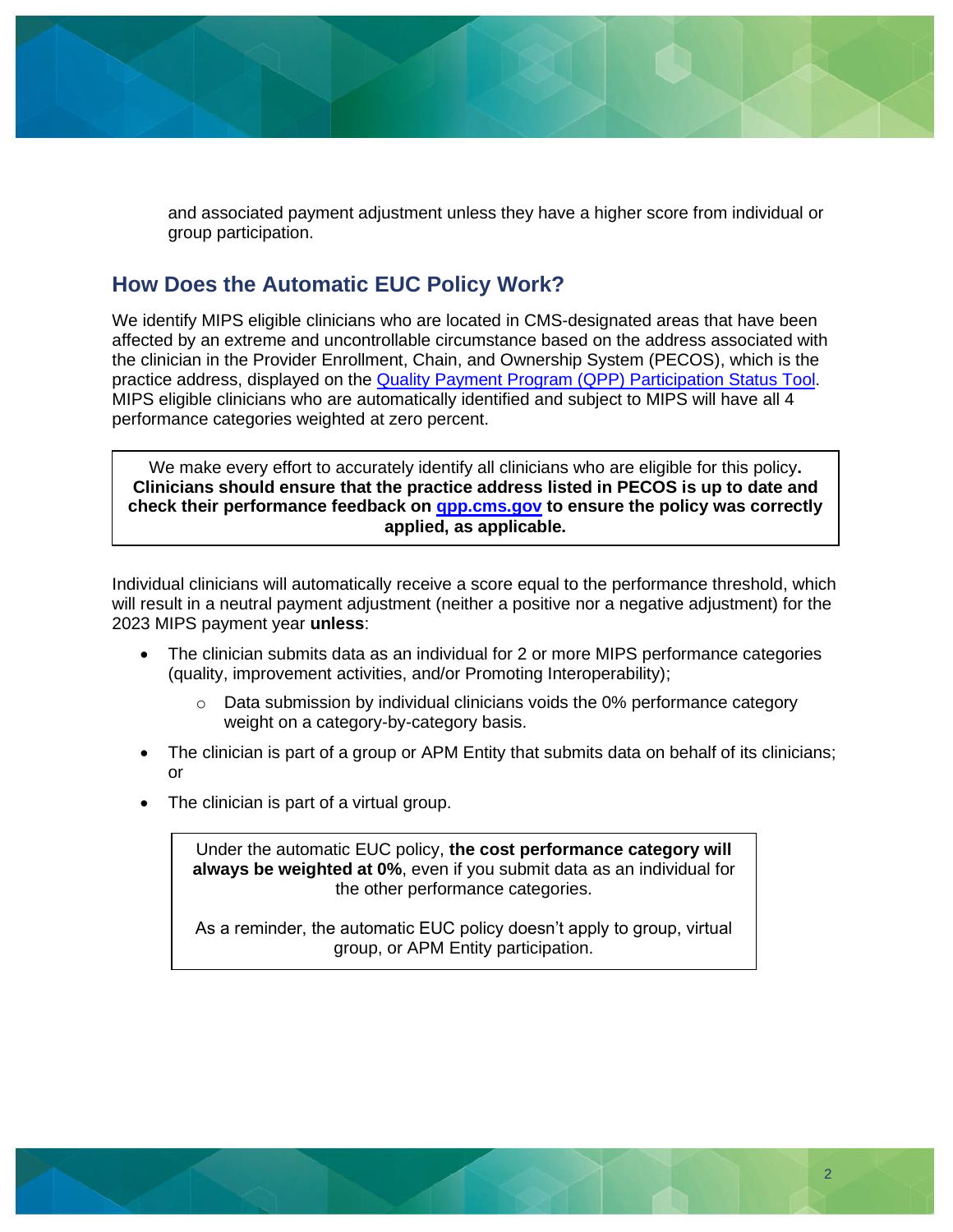and associated payment adjustment unless they have a higher score from individual or group participation.

## How Does the Automatic EUC Policy Work?

We identify MIPS eligible clinicians who are located in CMS-designated areas that have been affected by an extreme and uncontrollable circumstance based on the address associated with the clinician in the Provider Enrollment, Chain, and Ownership System (PECOS), which is the practice address, displayed on the [Quality Payment Program (QPP) Participation Status Tool](). MIPS eligible clinicians who are automatically identified and subject to MIPS will have all 4 performance categories weighted at zero percent.

> We make every effort to accurately identify all clinicians who are eligible for this policy**. Clinicians should ensure that the practice address listed in PECOS is up to date and check their performance feedback on [qpp.cms.gov]() to ensure the policy was correctly applied, as applicable.**

Individual clinicians will automatically receive a score equal to the performance threshold, which will result in a neutral payment adjustment (neither a positive nor a negative adjustment) for the 2023 MIPS payment year **unless**:

- The clinician submits data as an individual for 2 or more MIPS performance categories (quality, improvement activities, and/or Promoting Interoperability);
  - Data submission by individual clinicians voids the 0% performance category weight on a category-by-category basis.
- The clinician is part of a group or APM Entity that submits data on behalf of its clinicians; or
- The clinician is part of a virtual group.

> Under the automatic EUC policy, **the cost performance category will always be weighted at 0%**, even if you submit data as an individual for the other performance categories.
>
> As a reminder, the automatic EUC policy doesn't apply to group, virtual group, or APM Entity participation.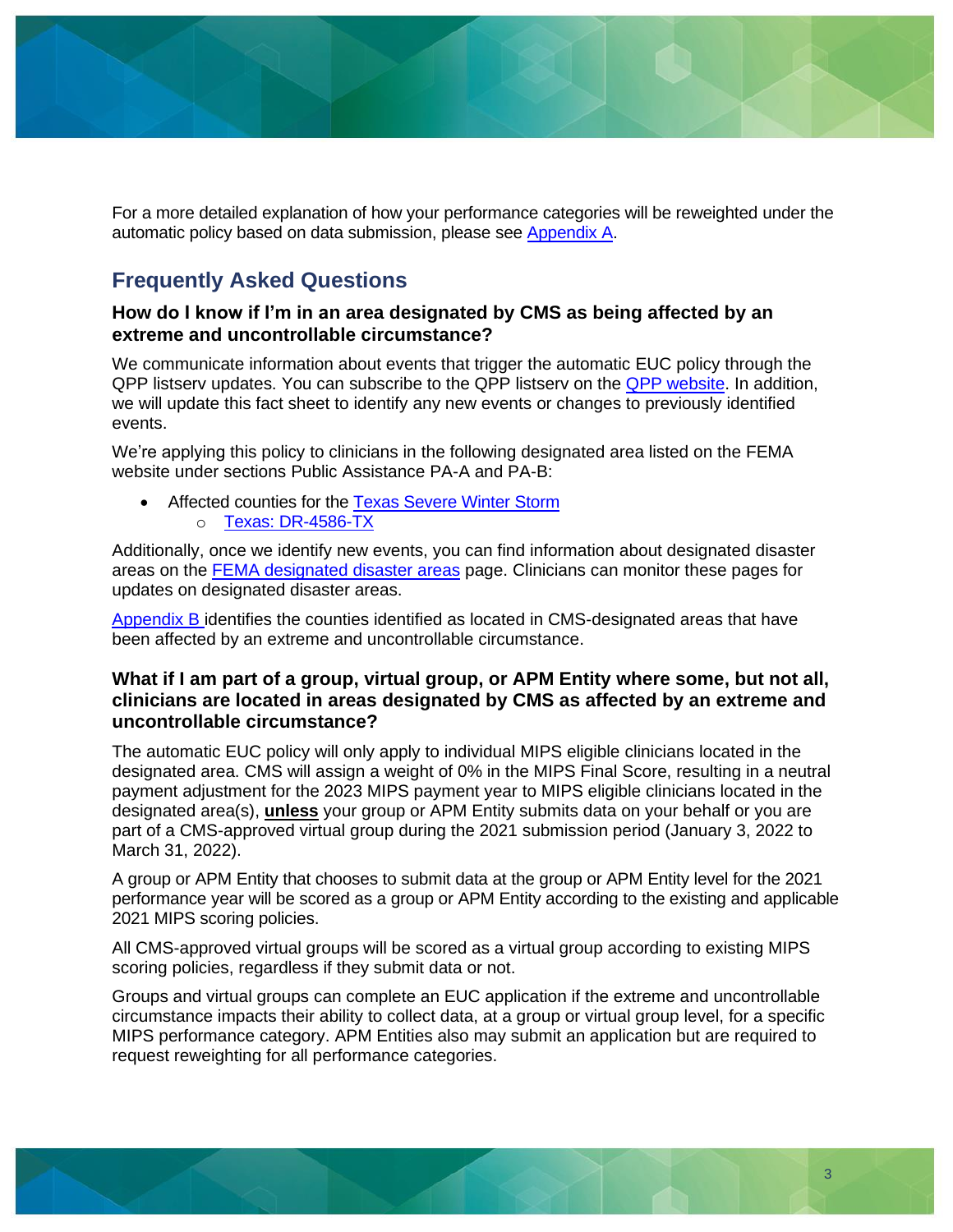For a more detailed explanation of how your performance categories will be reweighted under the automatic policy based on data submission, please see Appendix A.

## Frequently Asked Questions

### How do I know if I'm in an area designated by CMS as being affected by an extreme and uncontrollable circumstance?

We communicate information about events that trigger the automatic EUC policy through the QPP listserv updates. You can subscribe to the QPP listserv on the QPP website. In addition, we will update this fact sheet to identify any new events or changes to previously identified events.

We're applying this policy to clinicians in the following designated area listed on the FEMA website under sections Public Assistance PA-A and PA-B:

- Affected counties for the Texas Severe Winter Storm
  - Texas: DR-4586-TX

Additionally, once we identify new events, you can find information about designated disaster areas on the FEMA designated disaster areas page. Clinicians can monitor these pages for updates on designated disaster areas.

Appendix B identifies the counties identified as located in CMS-designated areas that have been affected by an extreme and uncontrollable circumstance.

### What if I am part of a group, virtual group, or APM Entity where some, but not all, clinicians are located in areas designated by CMS as affected by an extreme and uncontrollable circumstance?

The automatic EUC policy will only apply to individual MIPS eligible clinicians located in the designated area. CMS will assign a weight of 0% in the MIPS Final Score, resulting in a neutral payment adjustment for the 2023 MIPS payment year to MIPS eligible clinicians located in the designated area(s), **unless** your group or APM Entity submits data on your behalf or you are part of a CMS-approved virtual group during the 2021 submission period (January 3, 2022 to March 31, 2022).

A group or APM Entity that chooses to submit data at the group or APM Entity level for the 2021 performance year will be scored as a group or APM Entity according to the existing and applicable 2021 MIPS scoring policies.

All CMS-approved virtual groups will be scored as a virtual group according to existing MIPS scoring policies, regardless if they submit data or not.

Groups and virtual groups can complete an EUC application if the extreme and uncontrollable circumstance impacts their ability to collect data, at a group or virtual group level, for a specific MIPS performance category. APM Entities also may submit an application but are required to request reweighting for all performance categories.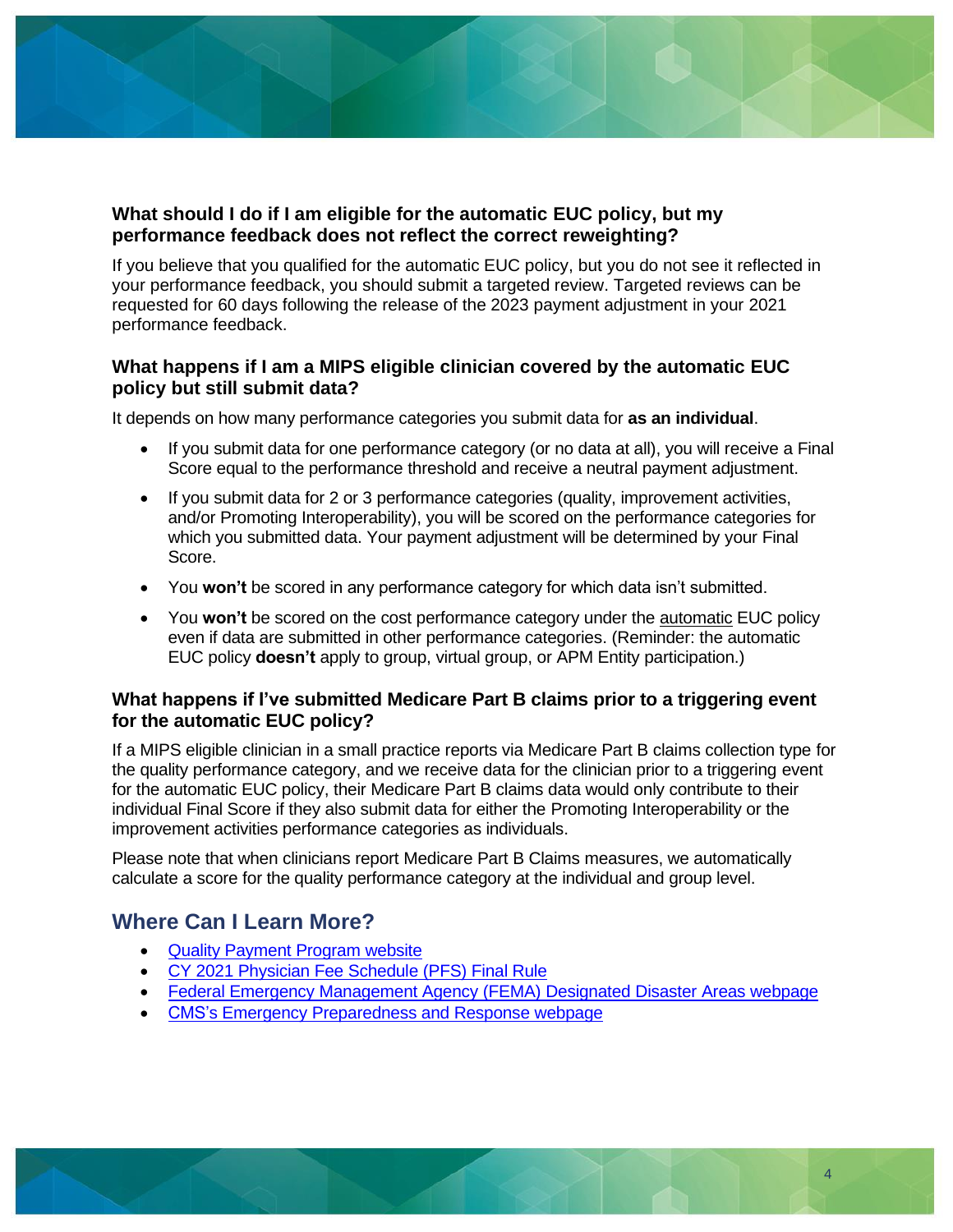### What should I do if I am eligible for the automatic EUC policy, but my performance feedback does not reflect the correct reweighting?

If you believe that you qualified for the automatic EUC policy, but you do not see it reflected in your performance feedback, you should submit a targeted review. Targeted reviews can be requested for 60 days following the release of the 2023 payment adjustment in your 2021 performance feedback.

### What happens if I am a MIPS eligible clinician covered by the automatic EUC policy but still submit data?

It depends on how many performance categories you submit data for **as an individual**.

- If you submit data for one performance category (or no data at all), you will receive a Final Score equal to the performance threshold and receive a neutral payment adjustment.
- If you submit data for 2 or 3 performance categories (quality, improvement activities, and/or Promoting Interoperability), you will be scored on the performance categories for which you submitted data. Your payment adjustment will be determined by your Final Score.
- You **won't** be scored in any performance category for which data isn't submitted.
- You **won't** be scored on the cost performance category under the <u>automatic</u> EUC policy even if data are submitted in other performance categories. (Reminder: the automatic EUC policy **doesn't** apply to group, virtual group, or APM Entity participation.)

### What happens if I've submitted Medicare Part B claims prior to a triggering event for the automatic EUC policy?

If a MIPS eligible clinician in a small practice reports via Medicare Part B claims collection type for the quality performance category, and we receive data for the clinician prior to a triggering event for the automatic EUC policy, their Medicare Part B claims data would only contribute to their individual Final Score if they also submit data for either the Promoting Interoperability or the improvement activities performance categories as individuals.

Please note that when clinicians report Medicare Part B Claims measures, we automatically calculate a score for the quality performance category at the individual and group level.

## Where Can I Learn More?

- Quality Payment Program website
- CY 2021 Physician Fee Schedule (PFS) Final Rule
- Federal Emergency Management Agency (FEMA) Designated Disaster Areas webpage
- CMS's Emergency Preparedness and Response webpage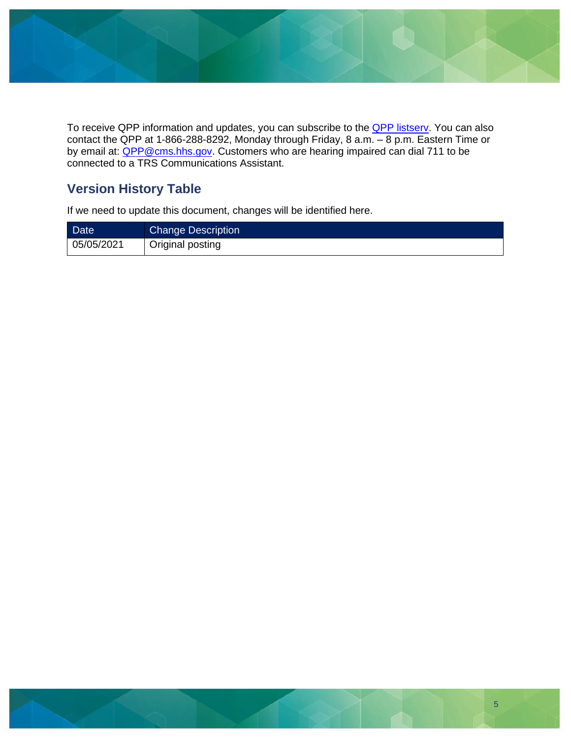To receive QPP information and updates, you can subscribe to the [QPP listserv](). You can also contact the QPP at 1-866-288-8292, Monday through Friday, 8 a.m. – 8 p.m. Eastern Time or by email at: [QPP@cms.hhs.gov](). Customers who are hearing impaired can dial 711 to be connected to a TRS Communications Assistant.

## Version History Table

If we need to update this document, changes will be identified here.

| Date | Change Description |
| --- | --- |
| 05/05/2021 | Original posting |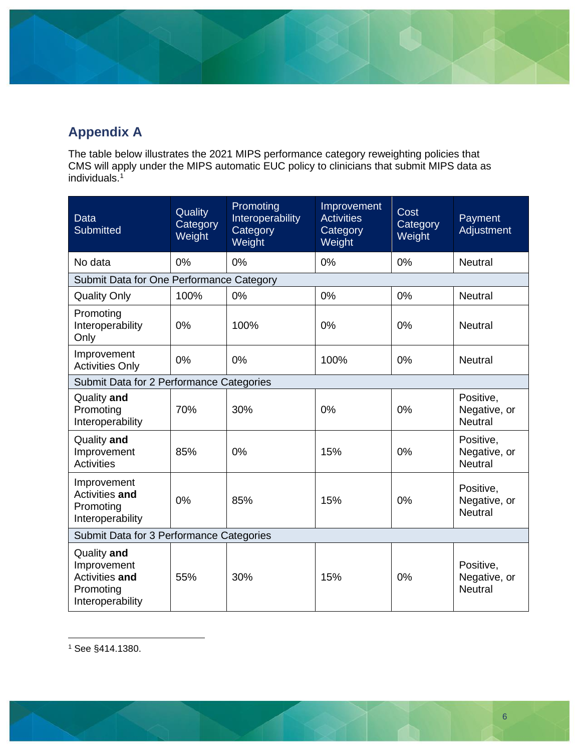## Appendix A

The table below illustrates the 2021 MIPS performance category reweighting policies that CMS will apply under the MIPS automatic EUC policy to clinicians that submit MIPS data as individuals.[1]

| Data Submitted | Quality Category Weight | Promoting Interoperability Category Weight | Improvement Activities Category Weight | Cost Category Weight | Payment Adjustment |
|---|---|---|---|---|---|
| No data | 0% | 0% | 0% | 0% | Neutral |
| Submit Data for One Performance Category | | | | | |
| Quality Only | 100% | 0% | 0% | 0% | Neutral |
| Promoting Interoperability Only | 0% | 100% | 0% | 0% | Neutral |
| Improvement Activities Only | 0% | 0% | 100% | 0% | Neutral |
| Submit Data for 2 Performance Categories | | | | | |
| Quality **and** Promoting Interoperability | 70% | 30% | 0% | 0% | Positive, Negative, or Neutral |
| Quality **and** Improvement Activities | 85% | 0% | 15% | 0% | Positive, Negative, or Neutral |
| Improvement Activities **and** Promoting Interoperability | 0% | 85% | 15% | 0% | Positive, Negative, or Neutral |
| Submit Data for 3 Performance Categories | | | | | |
| Quality **and** Improvement Activities **and** Promoting Interoperability | 55% | 30% | 15% | 0% | Positive, Negative, or Neutral |

[1] See §414.1380.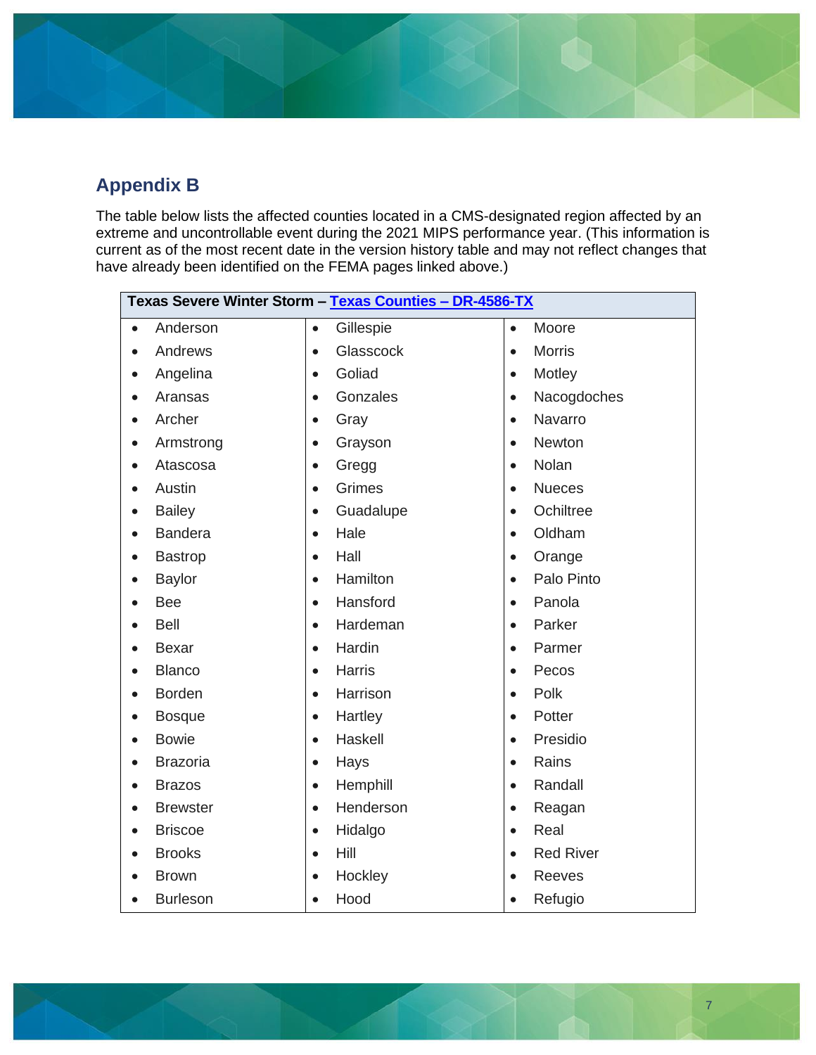## Appendix B

The table below lists the affected counties located in a CMS-designated region affected by an extreme and uncontrollable event during the 2021 MIPS performance year. (This information is current as of the most recent date in the version history table and may not reflect changes that have already been identified on the FEMA pages linked above.)

| **Texas Severe Winter Storm – Texas Counties – DR-4586-TX** | | |
|---|---|---|
| • Anderson | • Gillespie | • Moore |
| • Andrews | • Glasscock | • Morris |
| • Angelina | • Goliad | • Motley |
| • Aransas | • Gonzales | • Nacogdoches |
| • Archer | • Gray | • Navarro |
| • Armstrong | • Grayson | • Newton |
| • Atascosa | • Gregg | • Nolan |
| • Austin | • Grimes | • Nueces |
| • Bailey | • Guadalupe | • Ochiltree |
| • Bandera | • Hale | • Oldham |
| • Bastrop | • Hall | • Orange |
| • Baylor | • Hamilton | • Palo Pinto |
| • Bee | • Hansford | • Panola |
| • Bell | • Hardeman | • Parker |
| • Bexar | • Hardin | • Parmer |
| • Blanco | • Harris | • Pecos |
| • Borden | • Harrison | • Polk |
| • Bosque | • Hartley | • Potter |
| • Bowie | • Haskell | • Presidio |
| • Brazoria | • Hays | • Rains |
| • Brazos | • Hemphill | • Randall |
| • Brewster | • Henderson | • Reagan |
| • Briscoe | • Hidalgo | • Real |
| • Brooks | • Hill | • Red River |
| • Brown | • Hockley | • Reeves |
| • Burleson | • Hood | • Refugio |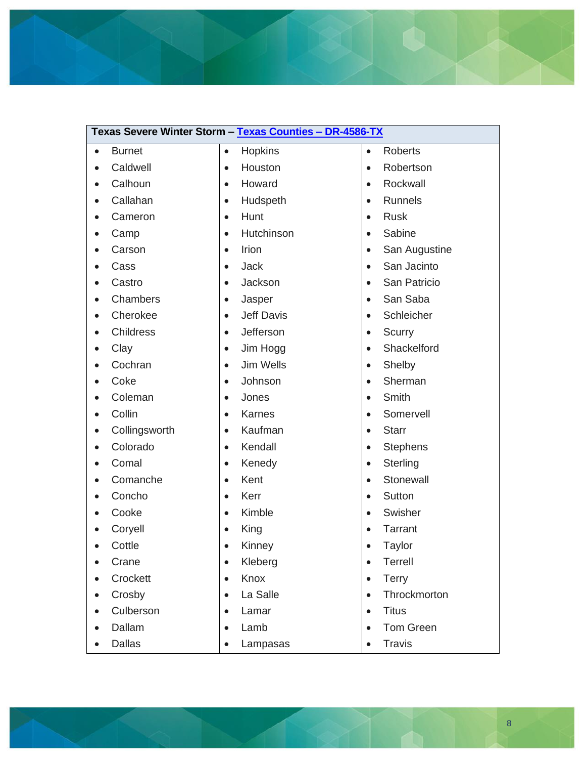| Texas Severe Winter Storm – [Texas Counties – DR-4586-TX]() | | |
|---|---|---|
| • Burnet | • Hopkins | • Roberts |
| • Caldwell | • Houston | • Robertson |
| • Calhoun | • Howard | • Rockwall |
| • Callahan | • Hudspeth | • Runnels |
| • Cameron | • Hunt | • Rusk |
| • Camp | • Hutchinson | • Sabine |
| • Carson | • Irion | • San Augustine |
| • Cass | • Jack | • San Jacinto |
| • Castro | • Jackson | • San Patricio |
| • Chambers | • Jasper | • San Saba |
| • Cherokee | • Jeff Davis | • Schleicher |
| • Childress | • Jefferson | • Scurry |
| • Clay | • Jim Hogg | • Shackelford |
| • Cochran | • Jim Wells | • Shelby |
| • Coke | • Johnson | • Sherman |
| • Coleman | • Jones | • Smith |
| • Collin | • Karnes | • Somervell |
| • Collingsworth | • Kaufman | • Starr |
| • Colorado | • Kendall | • Stephens |
| • Comal | • Kenedy | • Sterling |
| • Comanche | • Kent | • Stonewall |
| • Concho | • Kerr | • Sutton |
| • Cooke | • Kimble | • Swisher |
| • Coryell | • King | • Tarrant |
| • Cottle | • Kinney | • Taylor |
| • Crane | • Kleberg | • Terrell |
| • Crockett | • Knox | • Terry |
| • Crosby | • La Salle | • Throckmorton |
| • Culberson | • Lamar | • Titus |
| • Dallam | • Lamb | • Tom Green |
| • Dallas | • Lampasas | • Travis |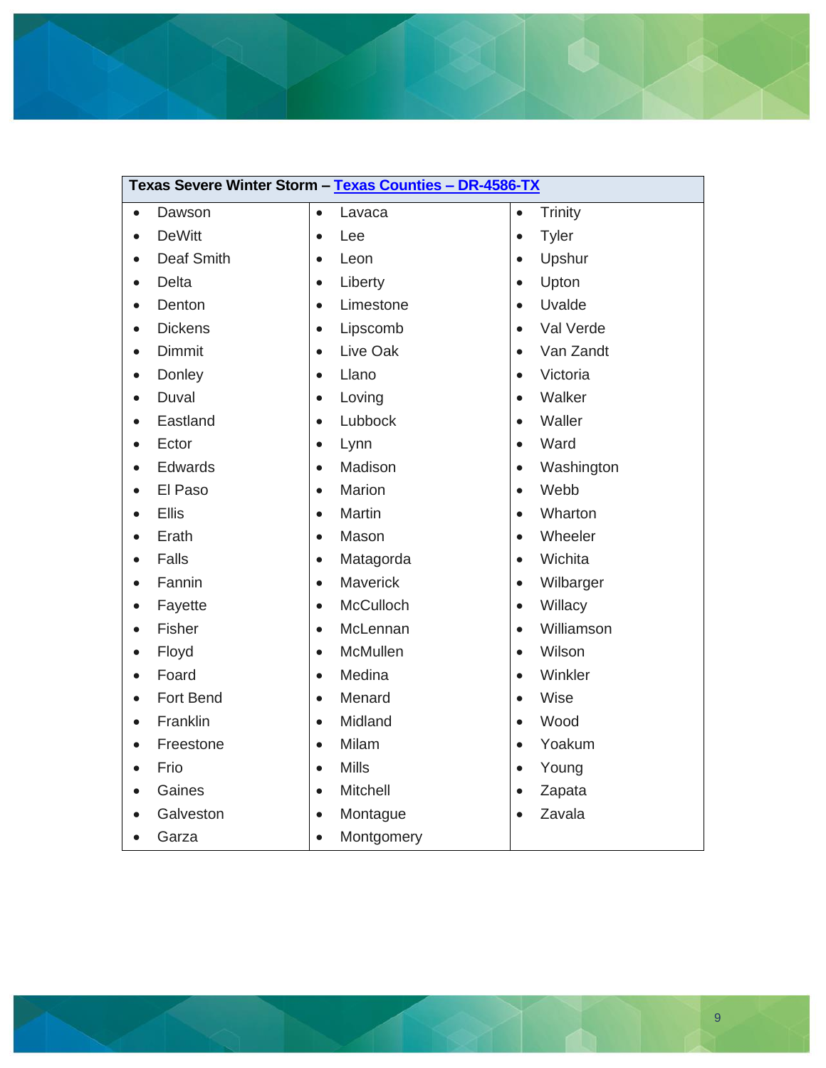| Texas Severe Winter Storm – [Texas Counties – DR-4586-TX] | | |
|---|---|---|
| • Dawson<br>• DeWitt<br>• Deaf Smith<br>• Delta<br>• Denton<br>• Dickens<br>• Dimmit<br>• Donley<br>• Duval<br>• Eastland<br>• Ector<br>• Edwards<br>• El Paso<br>• Ellis<br>• Erath<br>• Falls<br>• Fannin<br>• Fayette<br>• Fisher<br>• Floyd<br>• Foard<br>• Fort Bend<br>• Franklin<br>• Freestone<br>• Frio<br>• Gaines<br>• Galveston<br>• Garza | • Lavaca<br>• Lee<br>• Leon<br>• Liberty<br>• Limestone<br>• Lipscomb<br>• Live Oak<br>• Llano<br>• Loving<br>• Lubbock<br>• Lynn<br>• Madison<br>• Marion<br>• Martin<br>• Mason<br>• Matagorda<br>• Maverick<br>• McCulloch<br>• McLennan<br>• McMullen<br>• Medina<br>• Menard<br>• Midland<br>• Milam<br>• Mills<br>• Mitchell<br>• Montague<br>• Montgomery | • Trinity<br>• Tyler<br>• Upshur<br>• Upton<br>• Uvalde<br>• Val Verde<br>• Van Zandt<br>• Victoria<br>• Walker<br>• Waller<br>• Ward<br>• Washington<br>• Webb<br>• Wharton<br>• Wheeler<br>• Wichita<br>• Wilbarger<br>• Willacy<br>• Williamson<br>• Wilson<br>• Winkler<br>• Wise<br>• Wood<br>• Yoakum<br>• Young<br>• Zapata<br>• Zavala |